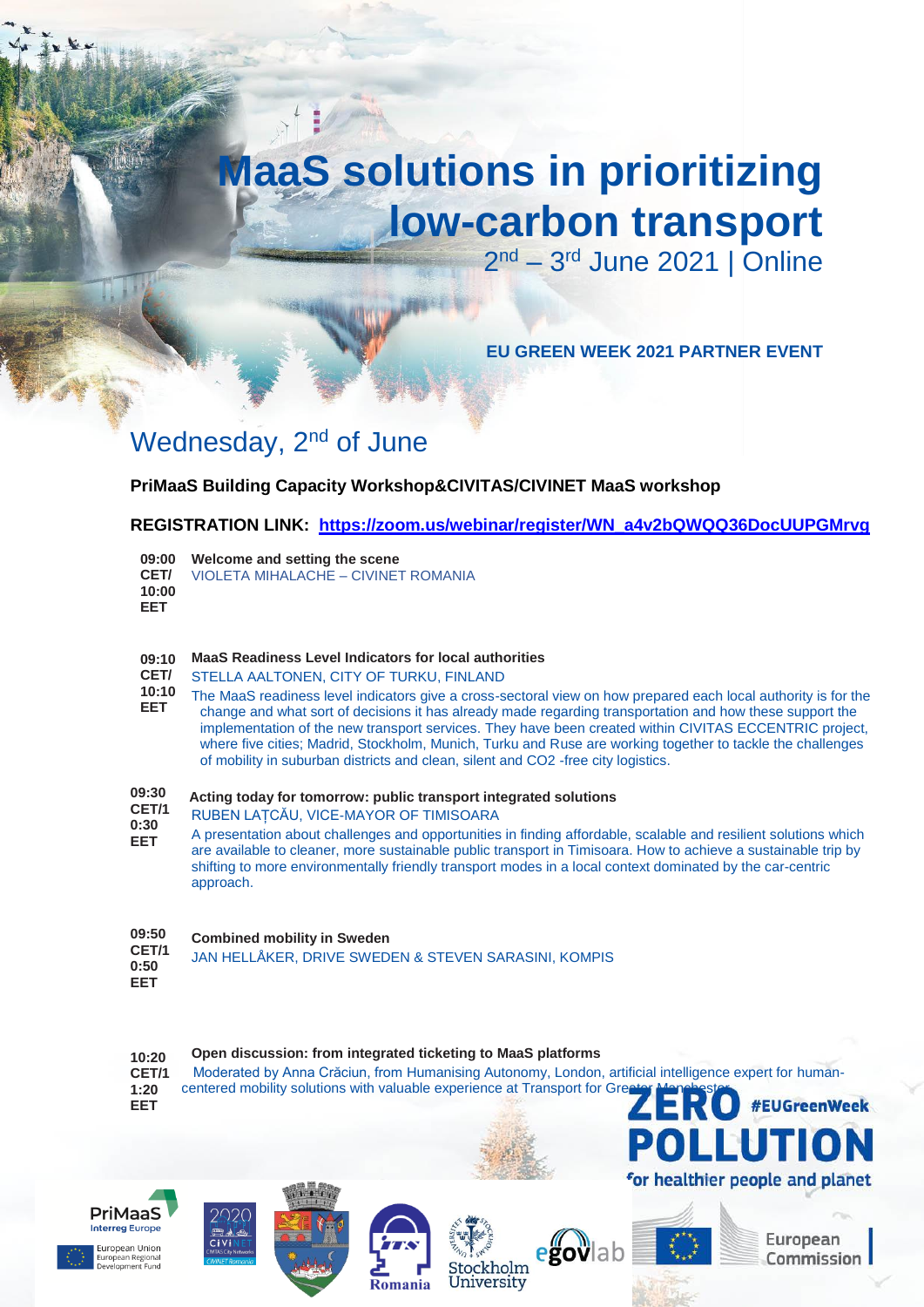# MaaS solutions in prioritizing low-carbon transport

2nd – 3rd June 2021 | Online

**EU GREEN WEEK 2021 PARTNER EVENT**

## Wednesday, 2nd of June

**PriMaaS Building Capacity Workshop&CIVITAS/CIVINET MaaS workshop**

**REGISTRATION LINK: https://zoom.us/webinar/register/WN_a4v2bQWQQ36DocUUPGMrvg**

**09:00 CET/ 10:00 EET**
**Welcome and setting the scene**
VIOLETA MIHALACHE – CIVINET ROMANIA

**09:10 CET/ 10:10 EET**
**MaaS Readiness Level Indicators for local authorities**
STELLA AALTONEN, CITY OF TURKU, FINLAND
The MaaS readiness level indicators give a cross-sectoral view on how prepared each local authority is for the change and what sort of decisions it has already made regarding transportation and how these support the implementation of the new transport services. They have been created within CIVITAS ECCENTRIC project, where five cities; Madrid, Stockholm, Munich, Turku and Ruse are working together to tackle the challenges of mobility in suburban districts and clean, silent and $CO_2$ -free city logistics.

**09:30 CET/10:30 EET**
**Acting today for tomorrow: public transport integrated solutions**
RUBEN LAȚCĂU, VICE-MAYOR OF TIMISOARA
A presentation about challenges and opportunities in finding affordable, scalable and resilient solutions which are available to cleaner, more sustainable public transport in Timisoara. How to achieve a sustainable trip by shifting to more environmentally friendly transport modes in a local context dominated by the car-centric approach.

**09:50 CET/10:50 EET**
**Combined mobility in Sweden**
JAN HELLÅKER, DRIVE SWEDEN & STEVEN SARASINI, KOMPIS

**10:20 CET/11:20 EET**
**Open discussion: from integrated ticketing to MaaS platforms**
Moderated by Anna Crăciun, from Humanising Autonomy, London, artificial intelligence expert for human-centered mobility solutions with valuable experience at Transport for Greater Manchester.

**ZERO POLLUTION** #EUGreenWeek
for healthier people and planet

PriMaaS Interreg Europe | European Union European Regional Development Fund | CIVINET Romania | Stockholm University | egovlab | European Commission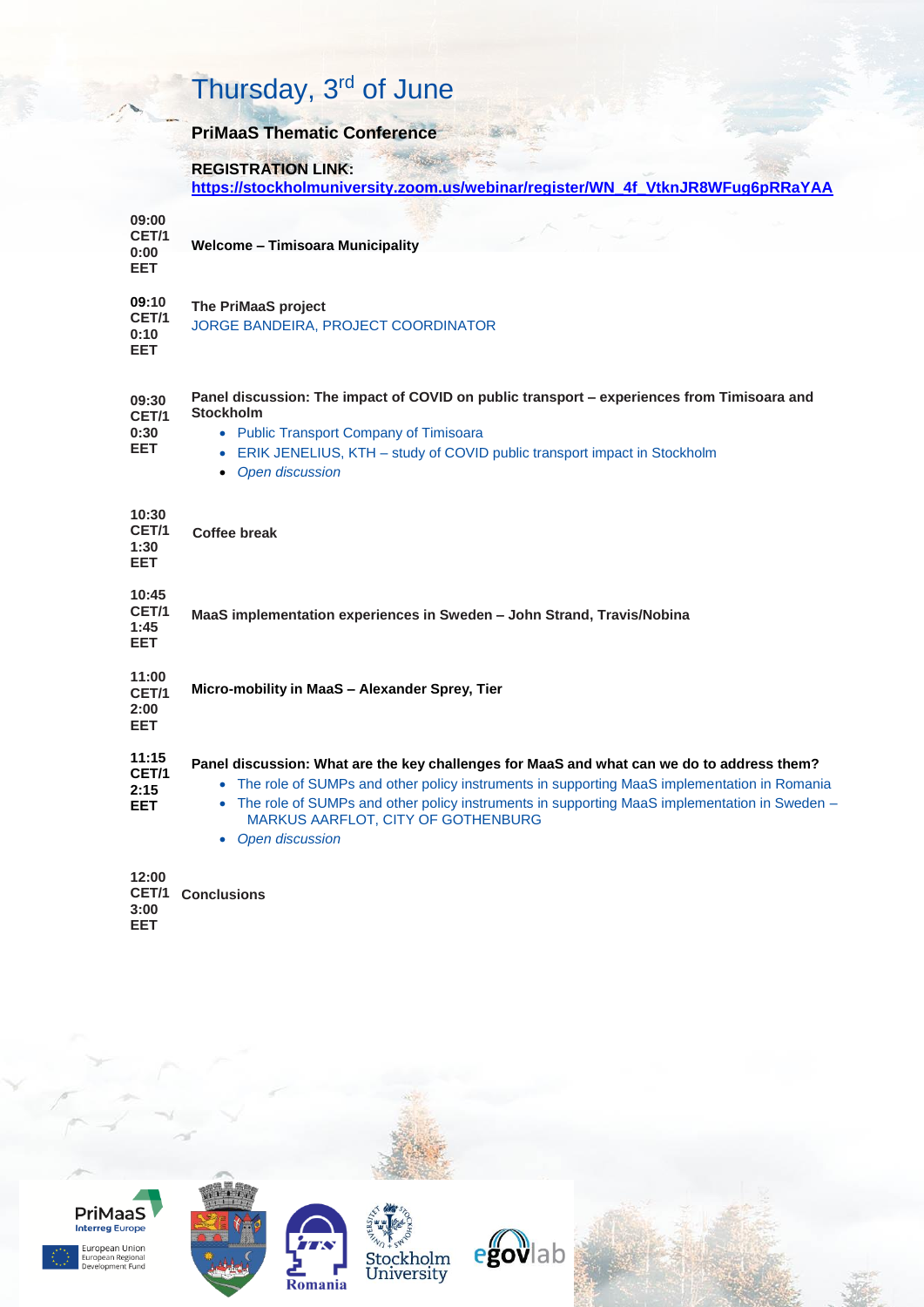# Thursday, 3rd of June

**PriMaaS Thematic Conference**

**REGISTRATION LINK:**
**https://stockholmuniversity.zoom.us/webinar/register/WN_4f_VtknJR8WFug6pRRaYAA**

| | |
|---|---|
| **09:00 CET/10:00 EET** | **Welcome – Timisoara Municipality** |
| **09:10 CET/10:10 EET** | **The PriMaaS project**<br>JORGE BANDEIRA, PROJECT COORDINATOR |
| **09:30 CET/10:30 EET** | **Panel discussion: The impact of COVID on public transport – experiences from Timisoara and Stockholm**<br>• Public Transport Company of Timisoara<br>• ERIK JENELIUS, KTH – study of COVID public transport impact in Stockholm<br>• *Open discussion* |
| **10:30 CET/11:30 EET** | **Coffee break** |
| **10:45 CET/11:45 EET** | **MaaS implementation experiences in Sweden – John Strand, Travis/Nobina** |
| **11:00 CET/12:00 EET** | **Micro-mobility in MaaS – Alexander Sprey, Tier** |
| **11:15 CET/12:15 EET** | **Panel discussion: What are the key challenges for MaaS and what can we do to address them?**<br>• The role of SUMPs and other policy instruments in supporting MaaS implementation in Romania<br>• The role of SUMPs and other policy instruments in supporting MaaS implementation in Sweden – MARKUS AARFLOT, CITY OF GOTHENBURG<br>• *Open discussion* |
| **12:00 CET/13:00 EET** | **Conclusions** |

PriMaaS Interreg Europe

European Union European Regional Development Fund

ITS Romania

Stockholm University

egovlab